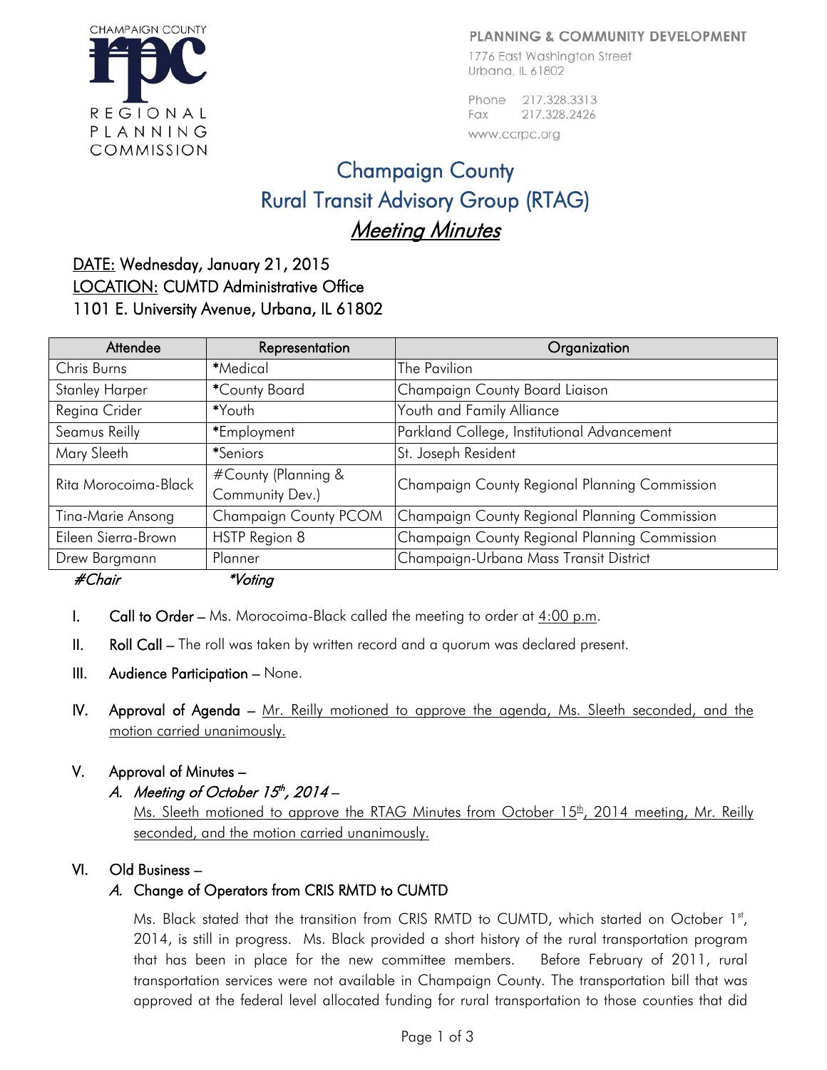CHAMPAIGN COUNTY RPC REGIONAL PLANNING COMMISSION

PLANNING & COMMUNITY DEVELOPMENT
1776 East Washington Street
Urbana, IL 61802

Phone 217.328.3313
Fax 217.328.2426
www.ccrpc.org

# Champaign County
# Rural Transit Advisory Group (RTAG)
## *Meeting Minutes*

DATE: Wednesday, January 21, 2015
LOCATION: CUMTD Administrative Office
1101 E. University Avenue, Urbana, IL 61802

| Attendee | Representation | Organization |
|---|---|---|
| Chris Burns | *Medical | The Pavilion |
| Stanley Harper | *County Board | Champaign County Board Liaison |
| Regina Crider | *Youth | Youth and Family Alliance |
| Seamus Reilly | *Employment | Parkland College, Institutional Advancement |
| Mary Sleeth | *Seniors | St. Joseph Resident |
| Rita Morocoima-Black | #County (Planning & Community Dev.) | Champaign County Regional Planning Commission |
| Tina-Marie Ansong | Champaign County PCOM | Champaign County Regional Planning Commission |
| Eileen Sierra-Brown | HSTP Region 8 | Champaign County Regional Planning Commission |
| Drew Bargmann | Planner | Champaign-Urbana Mass Transit District |

*#Chair* *\*Voting*

I. **Call to Order** – Ms. Morocoima-Black called the meeting to order at 4:00 p.m.

II. **Roll Call** – The roll was taken by written record and a quorum was declared present.

III. **Audience Participation** – None.

IV. **Approval of Agenda** – Mr. Reilly motioned to approve the agenda, Ms. Sleeth seconded, and the motion carried unanimously.

V. **Approval of Minutes** –

A. *Meeting of October 15th, 2014* –

Ms. Sleeth motioned to approve the RTAG Minutes from October 15th, 2014 meeting, Mr. Reilly seconded, and the motion carried unanimously.

VI. **Old Business** –

A. Change of Operators from CRIS RMTD to CUMTD

Ms. Black stated that the transition from CRIS RMTD to CUMTD, which started on October 1st, 2014, is still in progress. Ms. Black provided a short history of the rural transportation program that has been in place for the new committee members. Before February of 2011, rural transportation services were not available in Champaign County. The transportation bill that was approved at the federal level allocated funding for rural transportation to those counties that did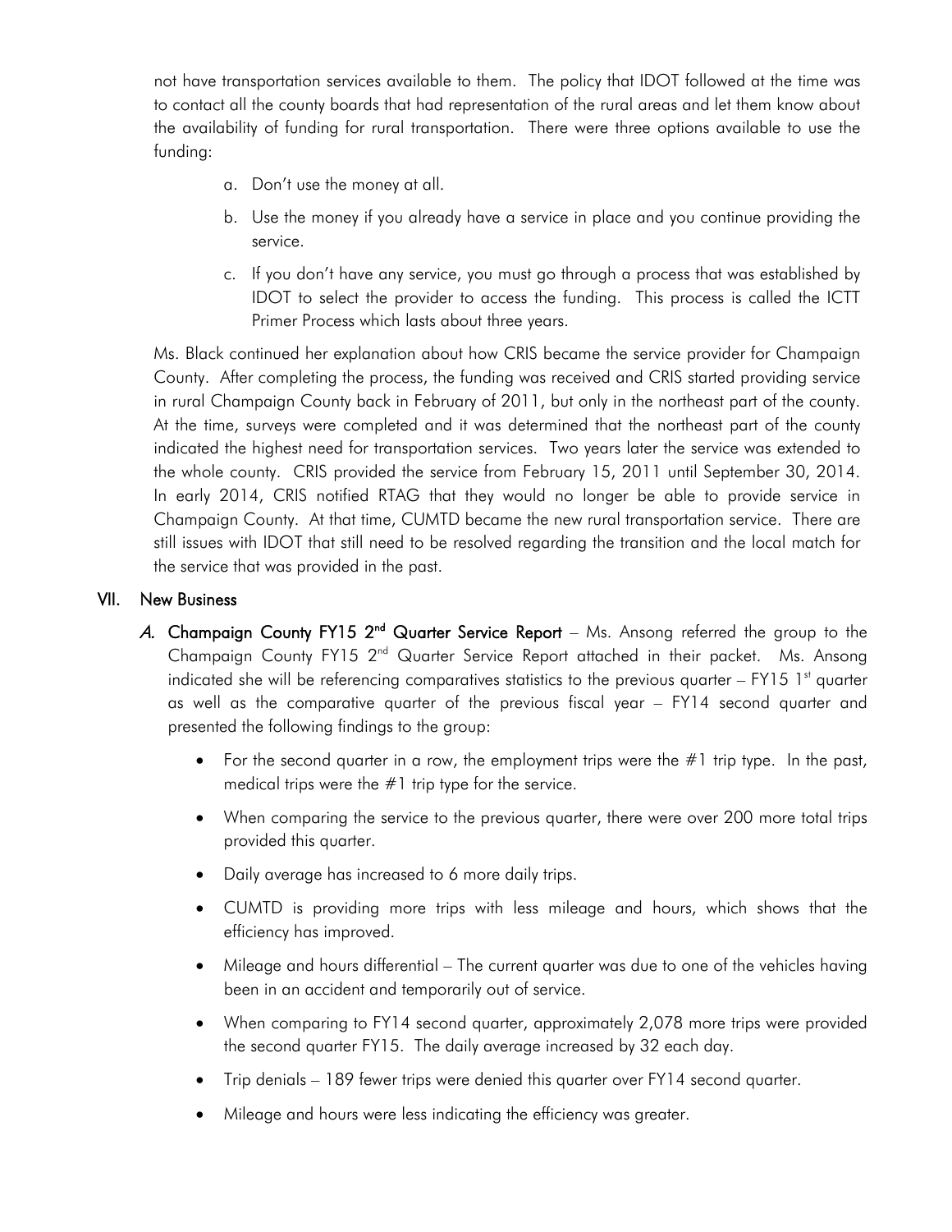not have transportation services available to them. The policy that IDOT followed at the time was to contact all the county boards that had representation of the rural areas and let them know about the availability of funding for rural transportation. There were three options available to use the funding:

a. Don't use the money at all.

b. Use the money if you already have a service in place and you continue providing the service.

c. If you don't have any service, you must go through a process that was established by IDOT to select the provider to access the funding. This process is called the ICTT Primer Process which lasts about three years.

Ms. Black continued her explanation about how CRIS became the service provider for Champaign County. After completing the process, the funding was received and CRIS started providing service in rural Champaign County back in February of 2011, but only in the northeast part of the county. At the time, surveys were completed and it was determined that the northeast part of the county indicated the highest need for transportation services. Two years later the service was extended to the whole county. CRIS provided the service from February 15, 2011 until September 30, 2014. In early 2014, CRIS notified RTAG that they would no longer be able to provide service in Champaign County. At that time, CUMTD became the new rural transportation service. There are still issues with IDOT that still need to be resolved regarding the transition and the local match for the service that was provided in the past.

## VII. New Business

*A.* **Champaign County FY15 2nd Quarter Service Report** – Ms. Ansong referred the group to the Champaign County FY15 2nd Quarter Service Report attached in their packet. Ms. Ansong indicated she will be referencing comparatives statistics to the previous quarter – FY15 1st quarter as well as the comparative quarter of the previous fiscal year – FY14 second quarter and presented the following findings to the group:

- For the second quarter in a row, the employment trips were the #1 trip type. In the past, medical trips were the #1 trip type for the service.
- When comparing the service to the previous quarter, there were over 200 more total trips provided this quarter.
- Daily average has increased to 6 more daily trips.
- CUMTD is providing more trips with less mileage and hours, which shows that the efficiency has improved.
- Mileage and hours differential – The current quarter was due to one of the vehicles having been in an accident and temporarily out of service.
- When comparing to FY14 second quarter, approximately 2,078 more trips were provided the second quarter FY15. The daily average increased by 32 each day.
- Trip denials – 189 fewer trips were denied this quarter over FY14 second quarter.
- Mileage and hours were less indicating the efficiency was greater.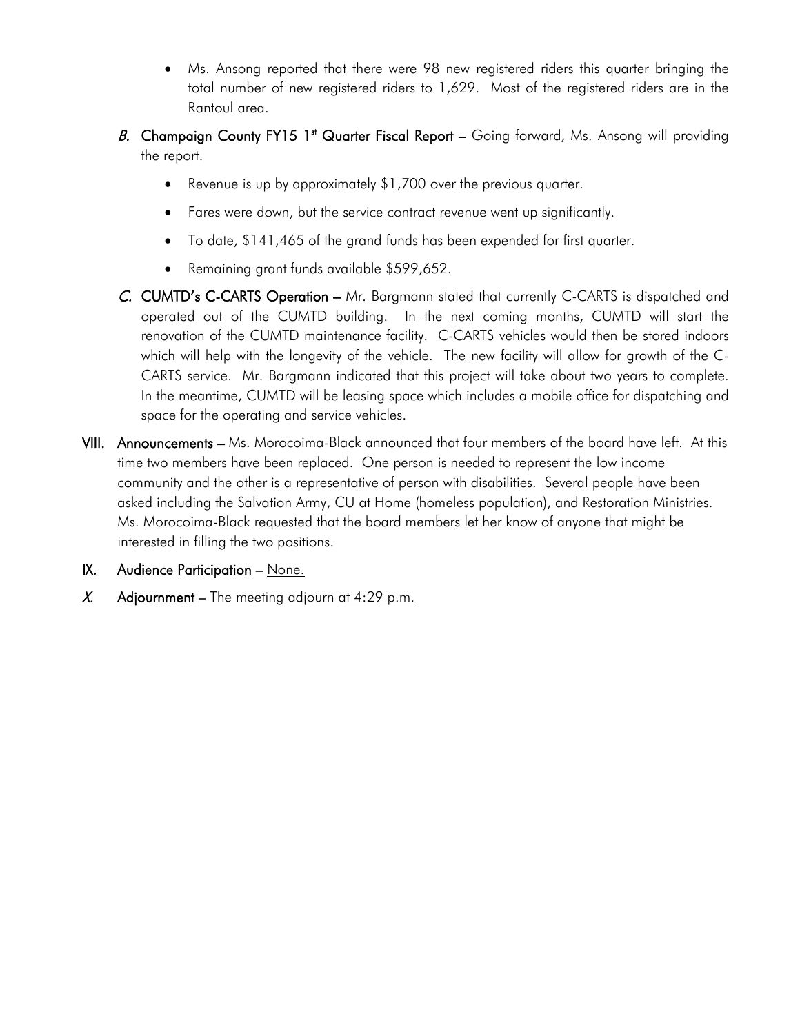- Ms. Ansong reported that there were 98 new registered riders this quarter bringing the total number of new registered riders to 1,629. Most of the registered riders are in the Rantoul area.

*B.* **Champaign County FY15 1st Quarter Fiscal Report –** Going forward, Ms. Ansong will providing the report.

- Revenue is up by approximately $1,700 over the previous quarter.
- Fares were down, but the service contract revenue went up significantly.
- To date, $141,465 of the grand funds has been expended for first quarter.
- Remaining grant funds available $599,652.

*C.* **CUMTD's C-CARTS Operation –** Mr. Bargmann stated that currently C-CARTS is dispatched and operated out of the CUMTD building. In the next coming months, CUMTD will start the renovation of the CUMTD maintenance facility. C-CARTS vehicles would then be stored indoors which will help with the longevity of the vehicle. The new facility will allow for growth of the C-CARTS service. Mr. Bargmann indicated that this project will take about two years to complete. In the meantime, CUMTD will be leasing space which includes a mobile office for dispatching and space for the operating and service vehicles.

**VIII. Announcements –** Ms. Morocoima-Black announced that four members of the board have left. At this time two members have been replaced. One person is needed to represent the low income community and the other is a representative of person with disabilities. Several people have been asked including the Salvation Army, CU at Home (homeless population), and Restoration Ministries. Ms. Morocoima-Black requested that the board members let her know of anyone that might be interested in filling the two positions.

**IX. Audience Participation –** None.

***X.* Adjournment –** The meeting adjourn at 4:29 p.m.